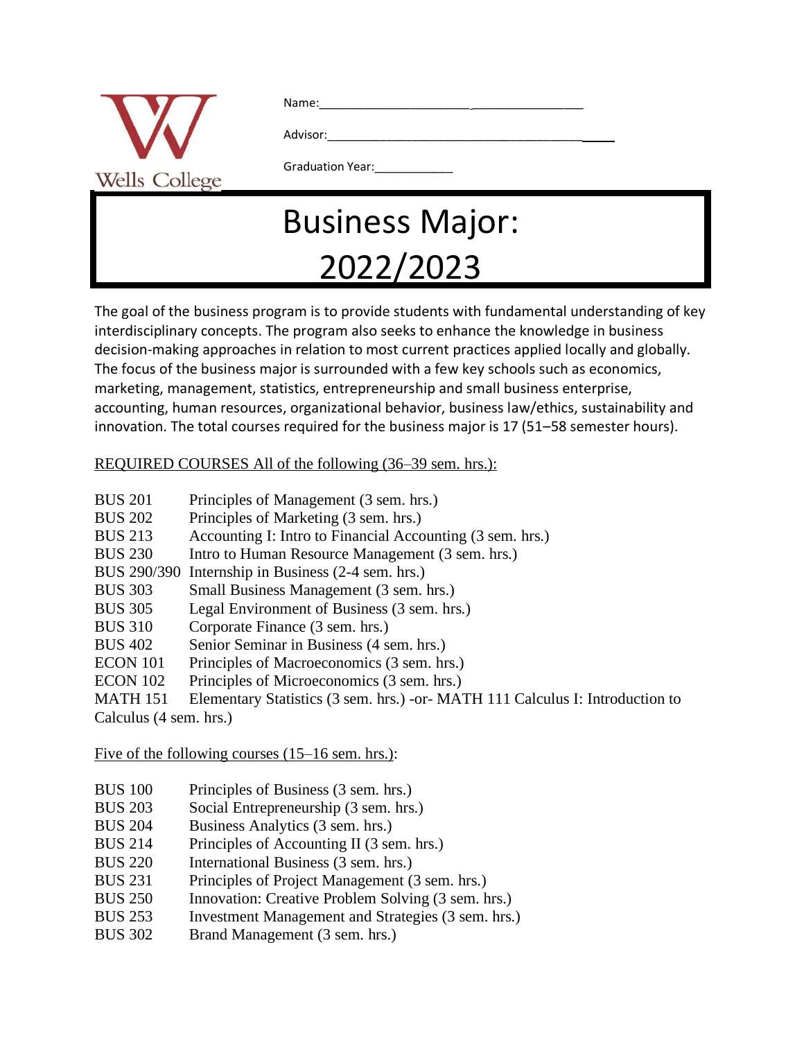Wells College

Name:\_\_\_\_\_\_\_\_\_\_\_\_\_\_\_\_\_\_\_\_\_\_\_\_\_\_\_\_\_\_\_\_\_\_\_\_\_\_

Advisor:\_\_\_\_\_\_\_\_\_\_\_\_\_\_\_\_\_\_\_\_\_\_\_\_\_\_\_\_\_\_\_\_\_\_\_\_\_\_\_\_

Graduation Year:\_\_\_\_\_\_\_\_\_\_\_\_

# Business Major: 2022/2023

The goal of the business program is to provide students with fundamental understanding of key interdisciplinary concepts. The program also seeks to enhance the knowledge in business decision-making approaches in relation to most current practices applied locally and globally. The focus of the business major is surrounded with a few key schools such as economics, marketing, management, statistics, entrepreneurship and small business enterprise, accounting, human resources, organizational behavior, business law/ethics, sustainability and innovation. The total courses required for the business major is 17 (51–58 semester hours).

REQUIRED COURSES All of the following (36–39 sem. hrs.):

- BUS 201 Principles of Management (3 sem. hrs.)
- BUS 202 Principles of Marketing (3 sem. hrs.)
- BUS 213 Accounting I: Intro to Financial Accounting (3 sem. hrs.)
- BUS 230 Intro to Human Resource Management (3 sem. hrs.)
- BUS 290/390 Internship in Business (2-4 sem. hrs.)
- BUS 303 Small Business Management (3 sem. hrs.)
- BUS 305 Legal Environment of Business (3 sem. hrs.)
- BUS 310 Corporate Finance (3 sem. hrs.)
- BUS 402 Senior Seminar in Business (4 sem. hrs.)
- ECON 101 Principles of Macroeconomics (3 sem. hrs.)
- ECON 102 Principles of Microeconomics (3 sem. hrs.)
- MATH 151 Elementary Statistics (3 sem. hrs.) -or- MATH 111 Calculus I: Introduction to Calculus (4 sem. hrs.)

Five of the following courses (15–16 sem. hrs.):

- BUS 100 Principles of Business (3 sem. hrs.)
- BUS 203 Social Entrepreneurship (3 sem. hrs.)
- BUS 204 Business Analytics (3 sem. hrs.)
- BUS 214 Principles of Accounting II (3 sem. hrs.)
- BUS 220 International Business (3 sem. hrs.)
- BUS 231 Principles of Project Management (3 sem. hrs.)
- BUS 250 Innovation: Creative Problem Solving (3 sem. hrs.)
- BUS 253 Investment Management and Strategies (3 sem. hrs.)
- BUS 302 Brand Management (3 sem. hrs.)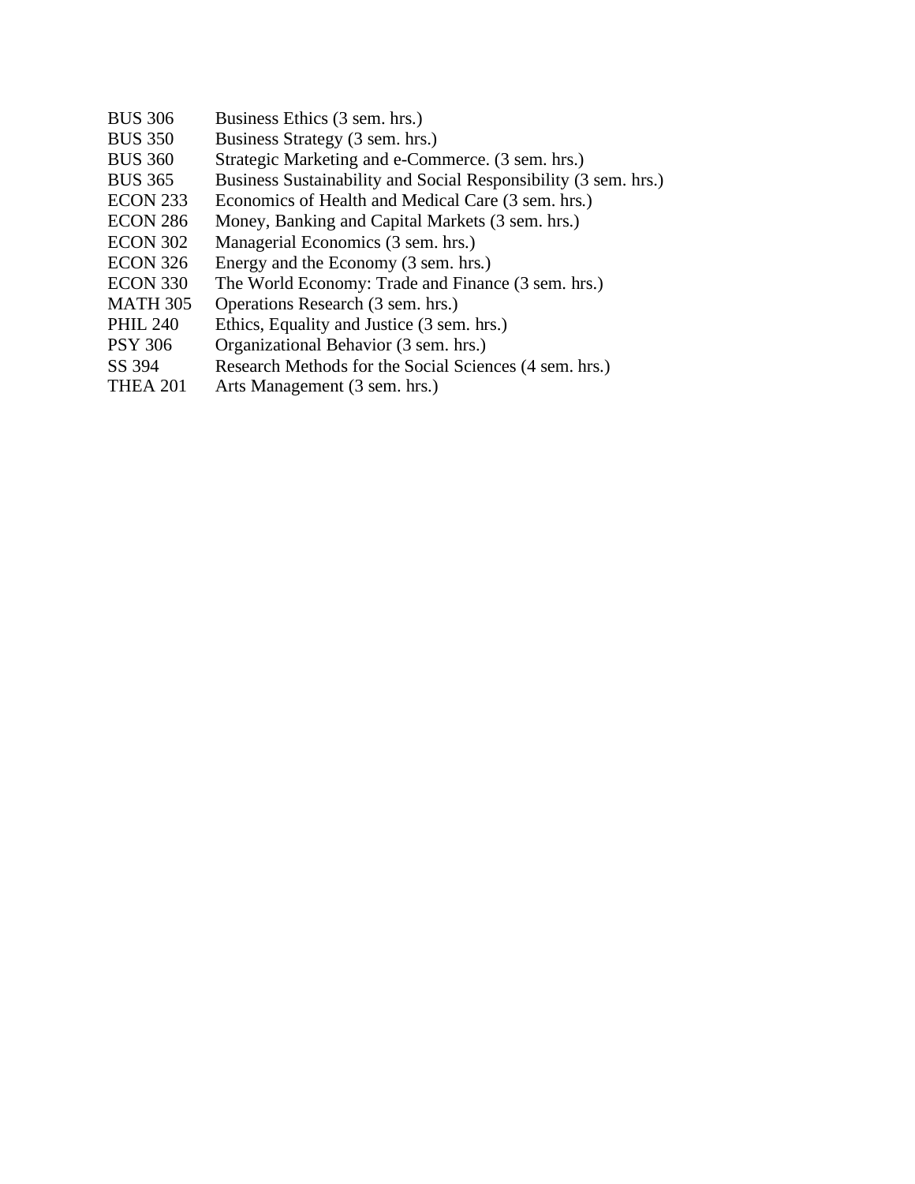| | |
|---|---|
| BUS 306 | Business Ethics (3 sem. hrs.) |
| BUS 350 | Business Strategy (3 sem. hrs.) |
| BUS 360 | Strategic Marketing and e-Commerce. (3 sem. hrs.) |
| BUS 365 | Business Sustainability and Social Responsibility (3 sem. hrs.) |
| ECON 233 | Economics of Health and Medical Care (3 sem. hrs.) |
| ECON 286 | Money, Banking and Capital Markets (3 sem. hrs.) |
| ECON 302 | Managerial Economics (3 sem. hrs.) |
| ECON 326 | Energy and the Economy (3 sem. hrs.) |
| ECON 330 | The World Economy: Trade and Finance (3 sem. hrs.) |
| MATH 305 | Operations Research (3 sem. hrs.) |
| PHIL 240 | Ethics, Equality and Justice (3 sem. hrs.) |
| PSY 306 | Organizational Behavior (3 sem. hrs.) |
| SS 394 | Research Methods for the Social Sciences (4 sem. hrs.) |
| THEA 201 | Arts Management (3 sem. hrs.) |